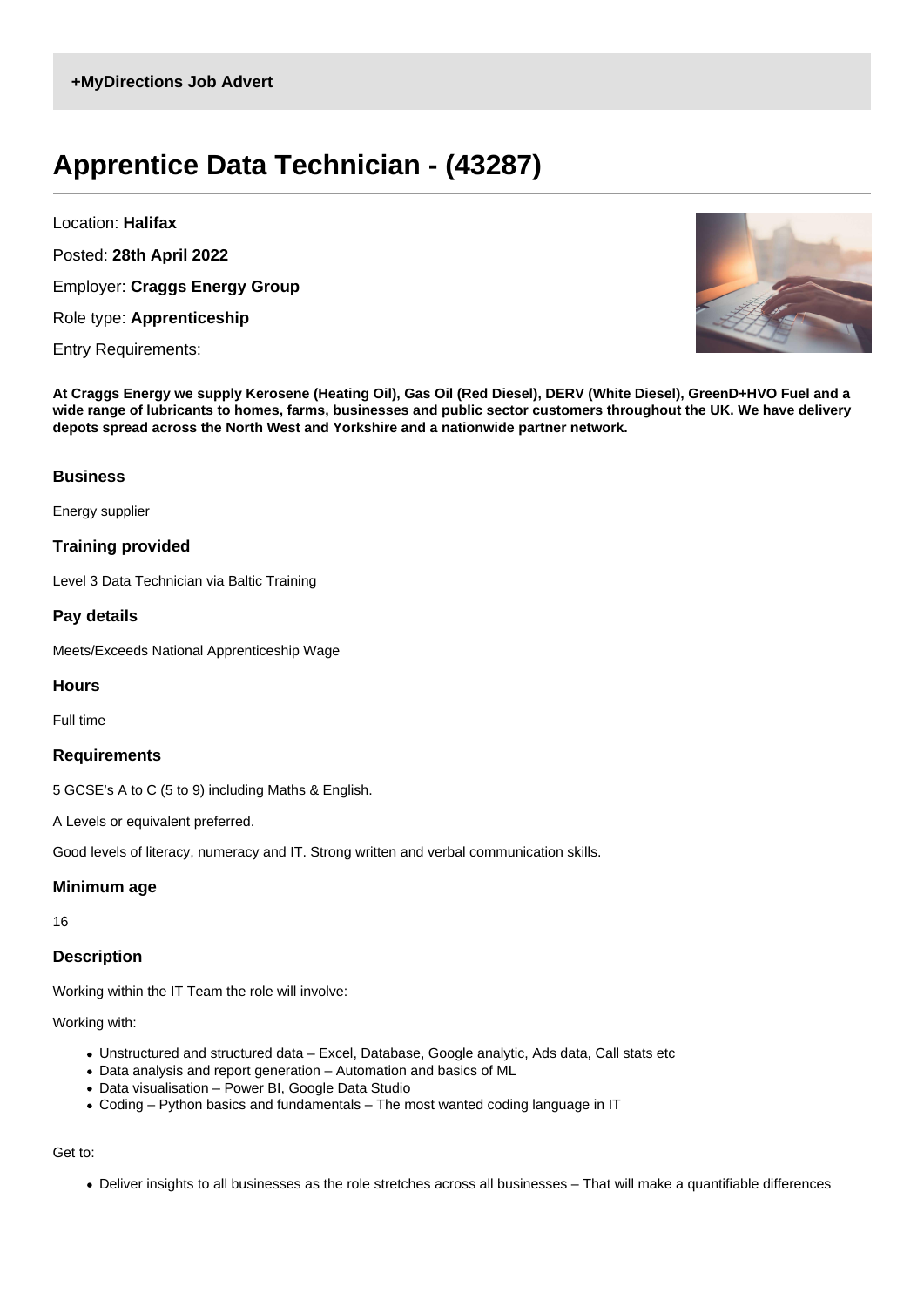**+MyDirections Job Advert**

# Apprentice Data Technician - (43287)

Location: **Halifax**

Posted: **28th April 2022**

Employer: **Craggs Energy Group**

Role type: **Apprenticeship**

Entry Requirements:

**At Craggs Energy we supply Kerosene (Heating Oil), Gas Oil (Red Diesel), DERV (White Diesel), GreenD+HVO Fuel and a wide range of lubricants to homes, farms, businesses and public sector customers throughout the UK. We have delivery depots spread across the North West and Yorkshire and a nationwide partner network.**

### Business

Energy supplier

### Training provided

Level 3 Data Technician via Baltic Training

### Pay details

Meets/Exceeds National Apprenticeship Wage

### Hours

Full time

### Requirements

5 GCSE's A to C (5 to 9) including Maths & English.

A Levels or equivalent preferred.

Good levels of literacy, numeracy and IT. Strong written and verbal communication skills.

### Minimum age

16

### Description

Working within the IT Team the role will involve:

Working with:

- Unstructured and structured data – Excel, Database, Google analytic, Ads data, Call stats etc
- Data analysis and report generation – Automation and basics of ML
- Data visualisation – Power BI, Google Data Studio
- Coding – Python basics and fundamentals – The most wanted coding language in IT

Get to:

- Deliver insights to all businesses as the role stretches across all businesses – That will make a quantifiable differences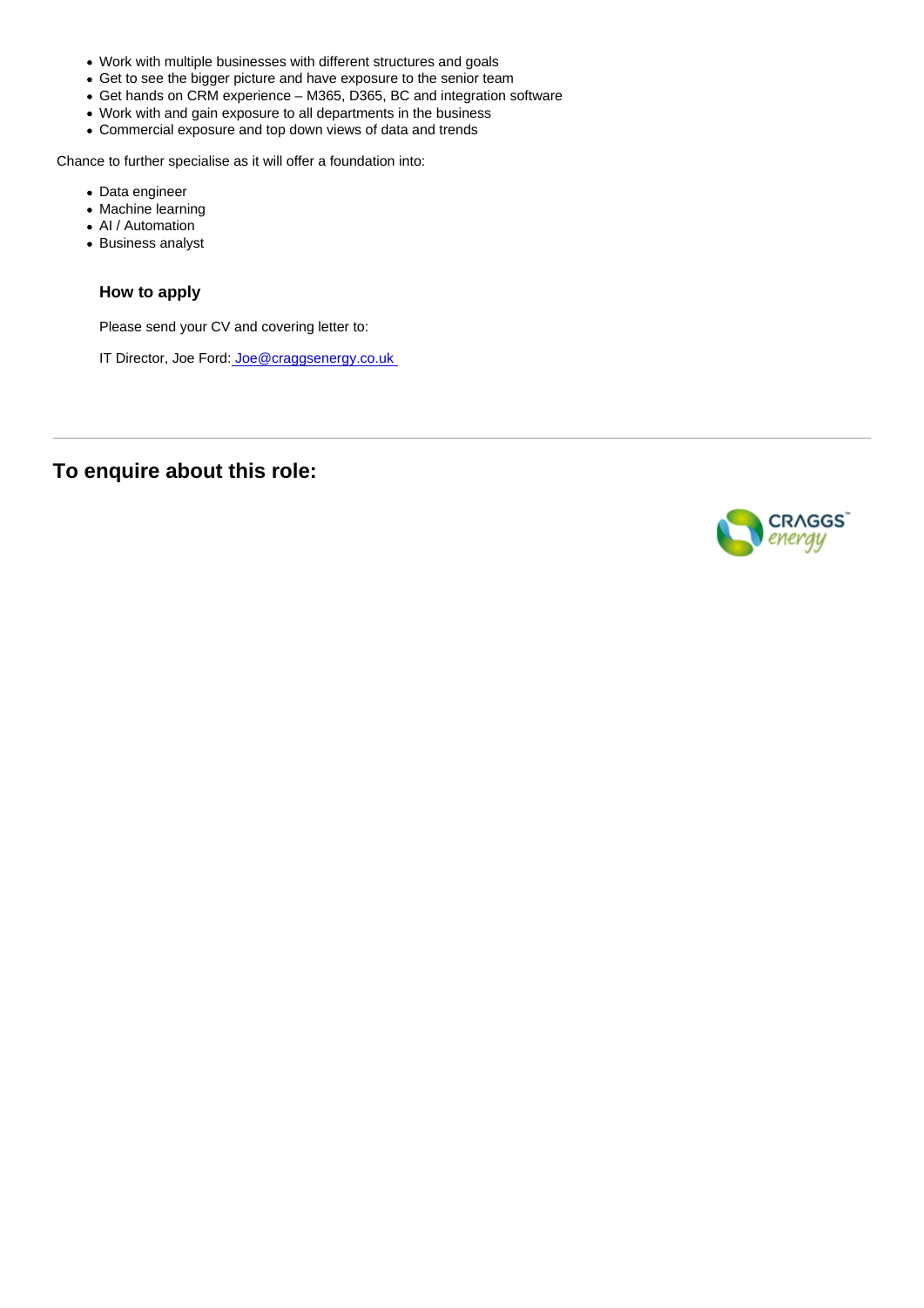- Work with multiple businesses with different structures and goals
- Get to see the bigger picture and have exposure to the senior team
- Get hands on CRM experience – M365, D365, BC and integration software
- Work with and gain exposure to all departments in the business
- Commercial exposure and top down views of data and trends

Chance to further specialise as it will offer a foundation into:

- Data engineer
- Machine learning
- AI / Automation
- Business analyst

### How to apply

Please send your CV and covering letter to:

IT Director, Joe Ford: Joe@craggsenergy.co.uk

---

## To enquire about this role: